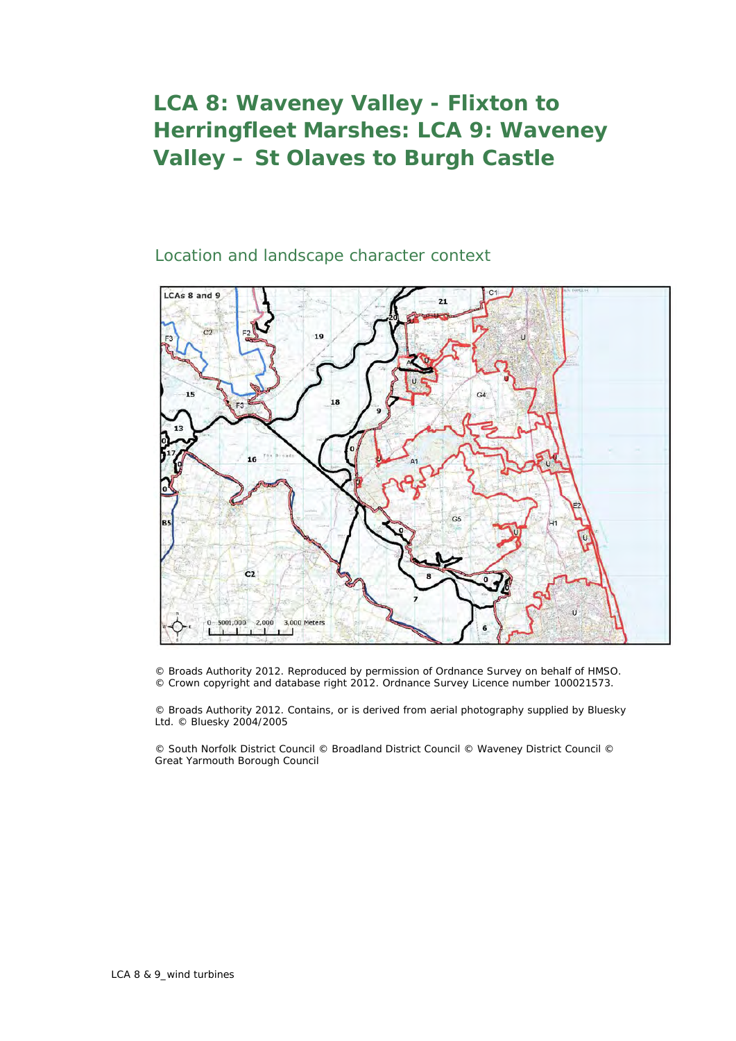# LCA 8: Waveney Valley - Flixton to Herringfleet Marshes: LCA 9: Waveney Valley – St Olaves to Burgh Castle

## Location and landscape character context

LCAs 8 and 9

0 500 1,000 2,000 3,000 Meters

© Broads Authority 2012. Reproduced by permission of Ordnance Survey on behalf of HMSO. © Crown copyright and database right 2012. Ordnance Survey Licence number 100021573.

© Broads Authority 2012. Contains, or is derived from aerial photography supplied by Bluesky Ltd. © Bluesky 2004/2005

© South Norfolk District Council © Broadland District Council © Waveney District Council © Great Yarmouth Borough Council

LCA 8 & 9_wind turbines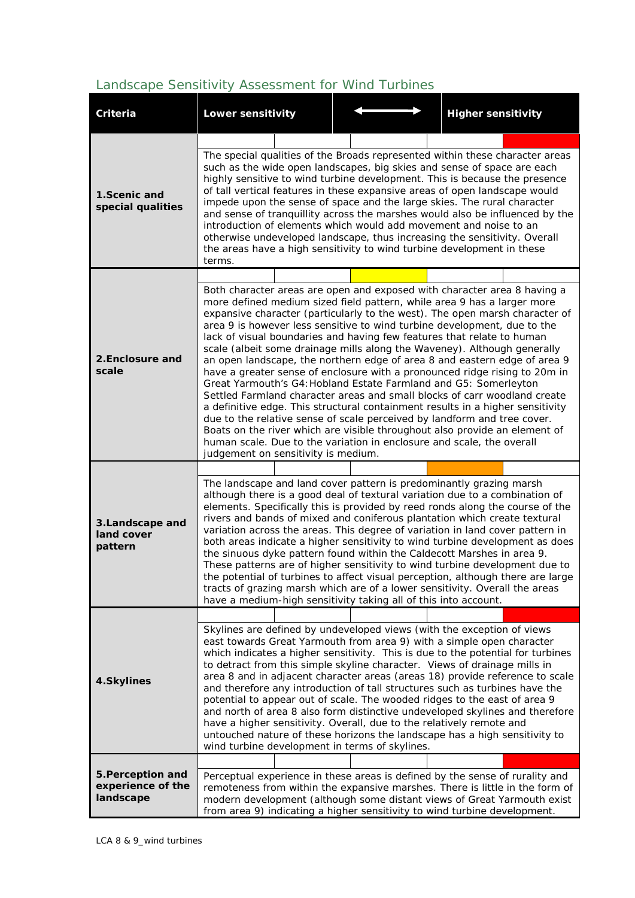## Landscape Sensitivity Assessment for Wind Turbines

| Criteria | Lower sensitivity | ⟷ | Higher sensitivity |
|---|---|---|---|
| **1.Scenic and special qualities** | The special qualities of the Broads represented within these character areas such as the wide open landscapes, big skies and sense of space are each highly sensitive to wind turbine development. This is because the presence of tall vertical features in these expansive areas of open landscape would impede upon the sense of space and the large skies. The rural character and sense of tranquillity across the marshes would also be influenced by the introduction of elements which would add movement and noise to an otherwise undeveloped landscape, thus increasing the sensitivity. Overall the areas have a high sensitivity to wind turbine development in these terms. | | |
| **2.Enclosure and scale** | Both character areas are open and exposed with character area 8 having a more defined medium sized field pattern, while area 9 has a larger more expansive character (particularly to the west). The open marsh character of area 9 is however less sensitive to wind turbine development, due to the lack of visual boundaries and having few features that relate to human scale (albeit some drainage mills along the Waveney). Although generally an open landscape, the northern edge of area 8 and eastern edge of area 9 have a greater sense of enclosure with a pronounced ridge rising to 20m in Great Yarmouth's G4:Hobland Estate Farmland and G5: Somerleyton Settled Farmland character areas and small blocks of carr woodland create a definitive edge. This structural containment results in a higher sensitivity due to the relative sense of scale perceived by landform and tree cover. Boats on the river which are visible throughout also provide an element of human scale. Due to the variation in enclosure and scale, the overall judgement on sensitivity is medium. | | |
| **3.Landscape and land cover pattern** | The landscape and land cover pattern is predominantly grazing marsh although there is a good deal of textural variation due to a combination of elements. Specifically this is provided by reed ronds along the course of the rivers and bands of mixed and coniferous plantation which create textural variation across the areas. This degree of variation in land cover pattern in both areas indicate a higher sensitivity to wind turbine development as does the sinuous dyke pattern found within the Caldecott Marshes in area 9. These patterns are of higher sensitivity to wind turbine development due to the potential of turbines to affect visual perception, although there are large tracts of grazing marsh which are of a lower sensitivity. Overall the areas have a medium-high sensitivity taking all of this into account. | | |
| **4.Skylines** | Skylines are defined by undeveloped views (with the exception of views east towards Great Yarmouth from area 9) with a simple open character which indicates a higher sensitivity. This is due to the potential for turbines to detract from this simple skyline character. Views of drainage mills in area 8 and in adjacent character areas (areas 18) provide reference to scale and therefore any introduction of tall structures such as turbines have the potential to appear out of scale. The wooded ridges to the east of area 9 and north of area 8 also form distinctive undeveloped skylines and therefore have a higher sensitivity. Overall, due to the relatively remote and untouched nature of these horizons the landscape has a high sensitivity to wind turbine development in terms of skylines. | | |
| **5.Perception and experience of the landscape** | Perceptual experience in these areas is defined by the sense of rurality and remoteness from within the expansive marshes. There is little in the form of modern development (although some distant views of Great Yarmouth exist from area 9) indicating a higher sensitivity to wind turbine development. | | |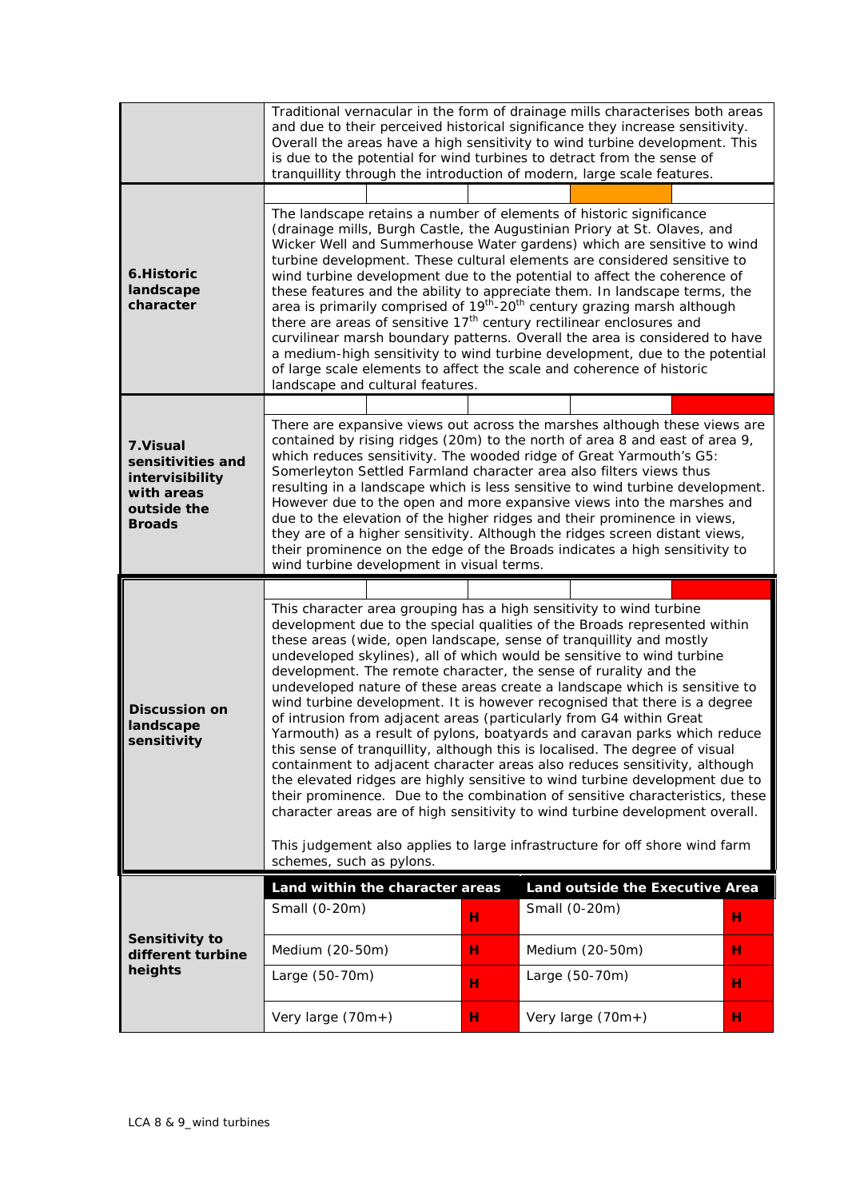| | |
|---|---|
| | Traditional vernacular in the form of drainage mills characterises both areas and due to their perceived historical significance they increase sensitivity. Overall the areas have a high sensitivity to wind turbine development. This is due to the potential for wind turbines to detract from the sense of tranquillity through the introduction of modern, large scale features. |
| **6.Historic landscape character** | The landscape retains a number of elements of historic significance (drainage mills, Burgh Castle, the Augustinian Priory at St. Olaves, and Wicker Well and Summerhouse Water gardens) which are sensitive to wind turbine development. These cultural elements are considered sensitive to wind turbine development due to the potential to affect the coherence of these features and the ability to appreciate them. In landscape terms, the area is primarily comprised of 19th-20th century grazing marsh although there are areas of sensitive 17th century rectilinear enclosures and curvilinear marsh boundary patterns. Overall the area is considered to have a medium-high sensitivity to wind turbine development, due to the potential of large scale elements to affect the scale and coherence of historic landscape and cultural features. |
| **7.Visual sensitivities and intervisibility with areas outside the Broads** | There are expansive views out across the marshes although these views are contained by rising ridges (20m) to the north of area 8 and east of area 9, which reduces sensitivity. The wooded ridge of Great Yarmouth's G5: Somerleyton Settled Farmland character area also filters views thus resulting in a landscape which is less sensitive to wind turbine development. However due to the open and more expansive views into the marshes and due to the elevation of the higher ridges and their prominence in views, they are of a higher sensitivity. Although the ridges screen distant views, their prominence on the edge of the Broads indicates a high sensitivity to wind turbine development in visual terms. |
| **Discussion on landscape sensitivity** | This character area grouping has a high sensitivity to wind turbine development due to the special qualities of the Broads represented within these areas (wide, open landscape, sense of tranquillity and mostly undeveloped skylines), all of which would be sensitive to wind turbine development. The remote character, the sense of rurality and the undeveloped nature of these areas create a landscape which is sensitive to wind turbine development. It is however recognised that there is a degree of intrusion from adjacent areas (particularly from G4 within Great Yarmouth) as a result of pylons, boatyards and caravan parks which reduce this sense of tranquillity, although this is localised. The degree of visual containment to adjacent character areas also reduces sensitivity, although the elevated ridges are highly sensitive to wind turbine development due to their prominence. Due to the combination of sensitive characteristics, these character areas are of high sensitivity to wind turbine development overall.<br><br>This judgement also applies to large infrastructure for off shore wind farm schemes, such as pylons. |

| | Land within the character areas | | Land outside the Executive Area | |
|---|---|---|---|---|
| **Sensitivity to different turbine heights** | Small (0-20m) | H | Small (0-20m) | H |
| | Medium (20-50m) | H | Medium (20-50m) | H |
| | Large (50-70m) | H | Large (50-70m) | H |
| | Very large (70m+) | H | Very large (70m+) | H |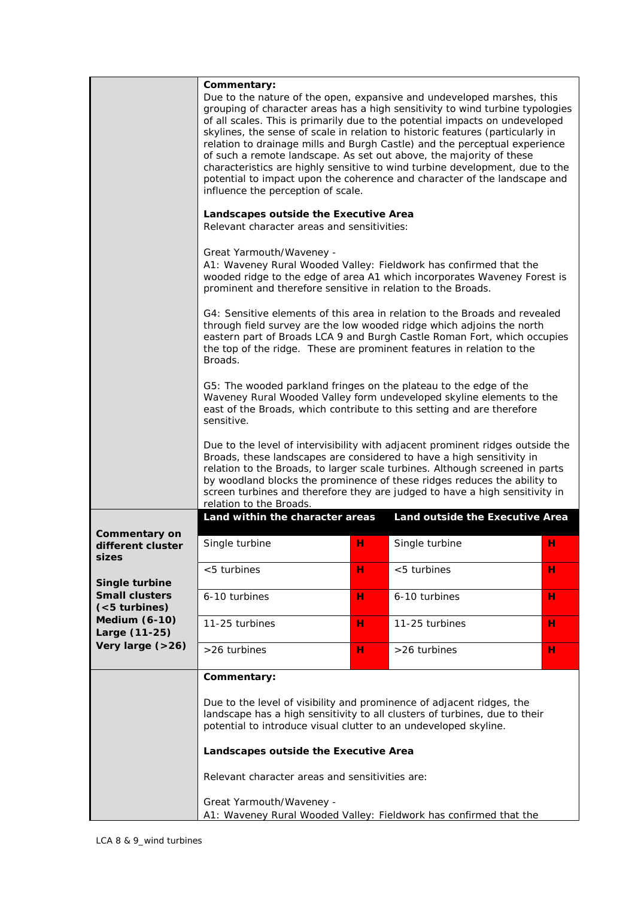**Commentary:**

Due to the nature of the open, expansive and undeveloped marshes, this grouping of character areas has a high sensitivity to wind turbine typologies of all scales. This is primarily due to the potential impacts on undeveloped skylines, the sense of scale in relation to historic features (particularly in relation to drainage mills and Burgh Castle) and the perceptual experience of such a remote landscape. As set out above, the majority of these characteristics are highly sensitive to wind turbine development, due to the potential to impact upon the coherence and character of the landscape and influence the perception of scale.

**Landscapes outside the Executive Area**

Relevant character areas and sensitivities:

Great Yarmouth/Waveney -

A1: Waveney Rural Wooded Valley: Fieldwork has confirmed that the wooded ridge to the edge of area A1 which incorporates Waveney Forest is prominent and therefore sensitive in relation to the Broads.

G4: Sensitive elements of this area in relation to the Broads and revealed through field survey are the low wooded ridge which adjoins the north eastern part of Broads LCA 9 and Burgh Castle Roman Fort, which occupies the top of the ridge. These are prominent features in relation to the Broads.

G5: The wooded parkland fringes on the plateau to the edge of the Waveney Rural Wooded Valley form undeveloped skyline elements to the east of the Broads, which contribute to this setting and are therefore sensitive.

Due to the level of intervisibility with adjacent prominent ridges outside the Broads, these landscapes are considered to have a high sensitivity in relation to the Broads, to larger scale turbines. Although screened in parts by woodland blocks the prominence of these ridges reduces the ability to screen turbines and therefore they are judged to have a high sensitivity in relation to the Broads.

| Commentary on different cluster sizes | Land within the character areas | | Land outside the Executive Area | |
|---|---|---|---|---|
| **Single turbine** | Single turbine | H | Single turbine | H |
| **Small clusters (<5 turbines)** | <5 turbines | H | <5 turbines | H |
| **Medium (6-10)** | 6-10 turbines | H | 6-10 turbines | H |
| **Large (11-25)** | 11-25 turbines | H | 11-25 turbines | H |
| **Very large (>26)** | >26 turbines | H | >26 turbines | H |

**Commentary:**

Due to the level of visibility and prominence of adjacent ridges, the landscape has a high sensitivity to all clusters of turbines, due to their potential to introduce visual clutter to an undeveloped skyline.

**Landscapes outside the Executive Area**

Relevant character areas and sensitivities are:

Great Yarmouth/Waveney -

A1: Waveney Rural Wooded Valley: Fieldwork has confirmed that the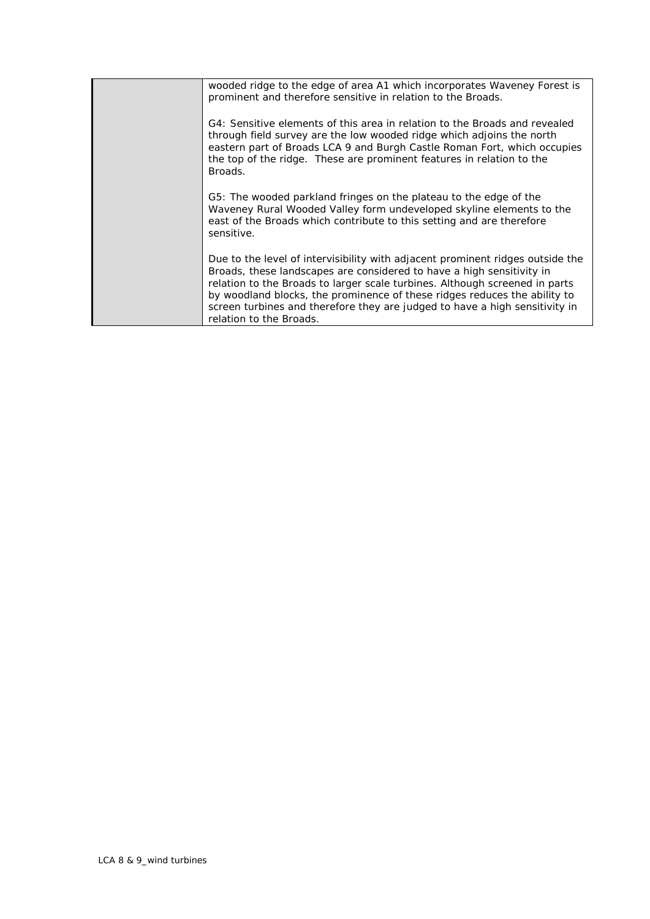| | |
|---|---|
| | wooded ridge to the edge of area A1 which incorporates Waveney Forest is prominent and therefore sensitive in relation to the Broads.<br><br>G4: Sensitive elements of this area in relation to the Broads and revealed through field survey are the low wooded ridge which adjoins the north eastern part of Broads LCA 9 and Burgh Castle Roman Fort, which occupies the top of the ridge. These are prominent features in relation to the Broads.<br><br>G5: The wooded parkland fringes on the plateau to the edge of the Waveney Rural Wooded Valley form undeveloped skyline elements to the east of the Broads which contribute to this setting and are therefore sensitive.<br><br>Due to the level of intervisibility with adjacent prominent ridges outside the Broads, these landscapes are considered to have a high sensitivity in relation to the Broads to larger scale turbines. Although screened in parts by woodland blocks, the prominence of these ridges reduces the ability to screen turbines and therefore they are judged to have a high sensitivity in relation to the Broads. |